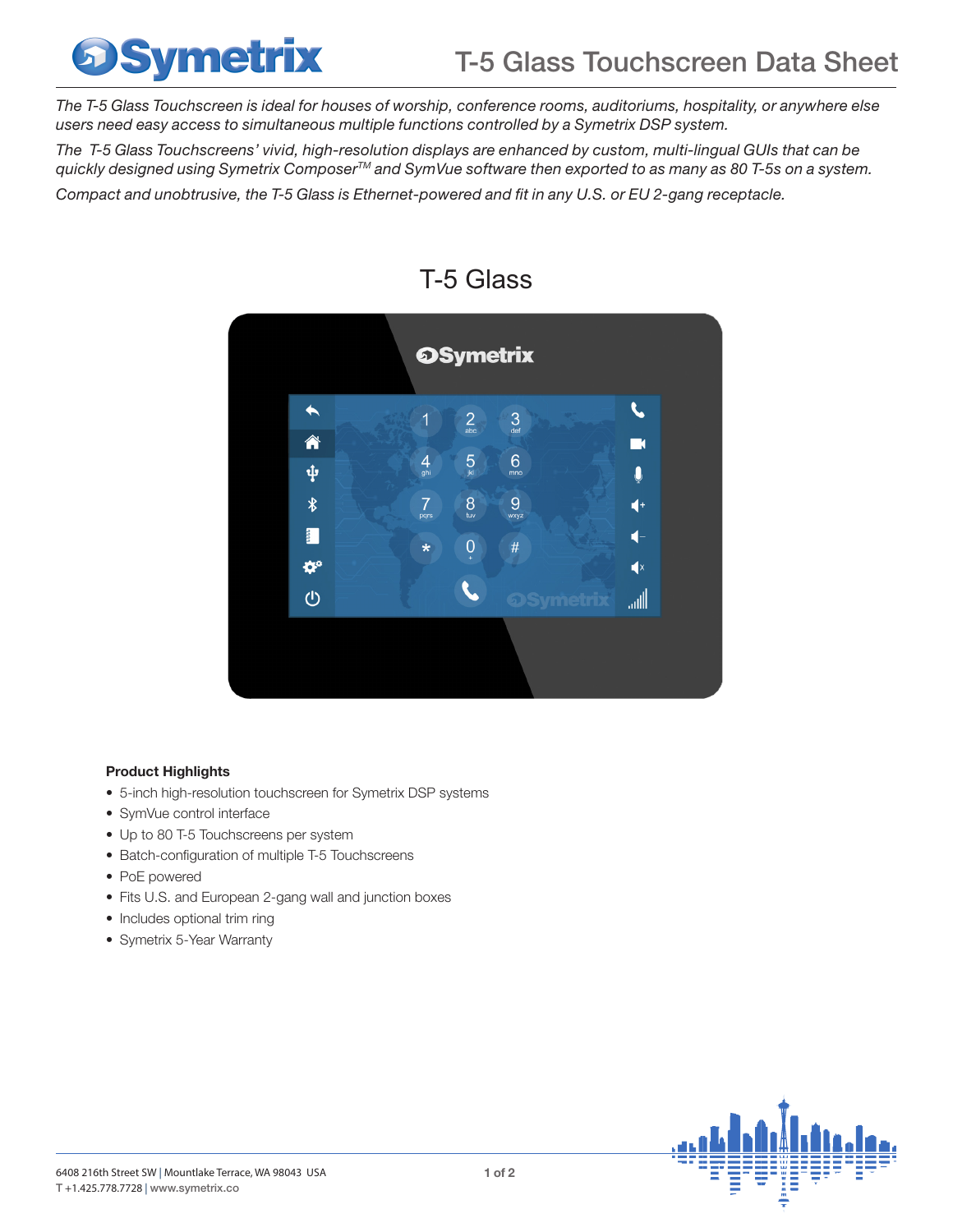# T-5 Glass Touchscreen Data Sheet

*The T-5 Glass Touchscreen is ideal for houses of worship, conference rooms, auditoriums, hospitality, or anywhere else users need easy access to simultaneous multiple functions controlled by a Symetrix DSP system.*

*The T-5 Glass Touchscreens' vivid, high-resolution displays are enhanced by custom, multi-lingual GUIs that can be quickly designed using Symetrix Composer™ and SymVue software then exported to as many as 80 T-5s on a system.*

*Compact and unobtrusive, the T-5 Glass is Ethernet-powered and fit in any U.S. or EU 2-gang receptacle.*

## T-5 Glass

**Product Highlights**

- 5-inch high-resolution touchscreen for Symetrix DSP systems
- SymVue control interface
- Up to 80 T-5 Touchscreens per system
- Batch-configuration of multiple T-5 Touchscreens
- PoE powered
- Fits U.S. and European 2-gang wall and junction boxes
- Includes optional trim ring
- Symetrix 5-Year Warranty

6408 216th Street SW | Mountlake Terrace, WA 98043 USA
T +1.425.778.7728 | www.symetrix.co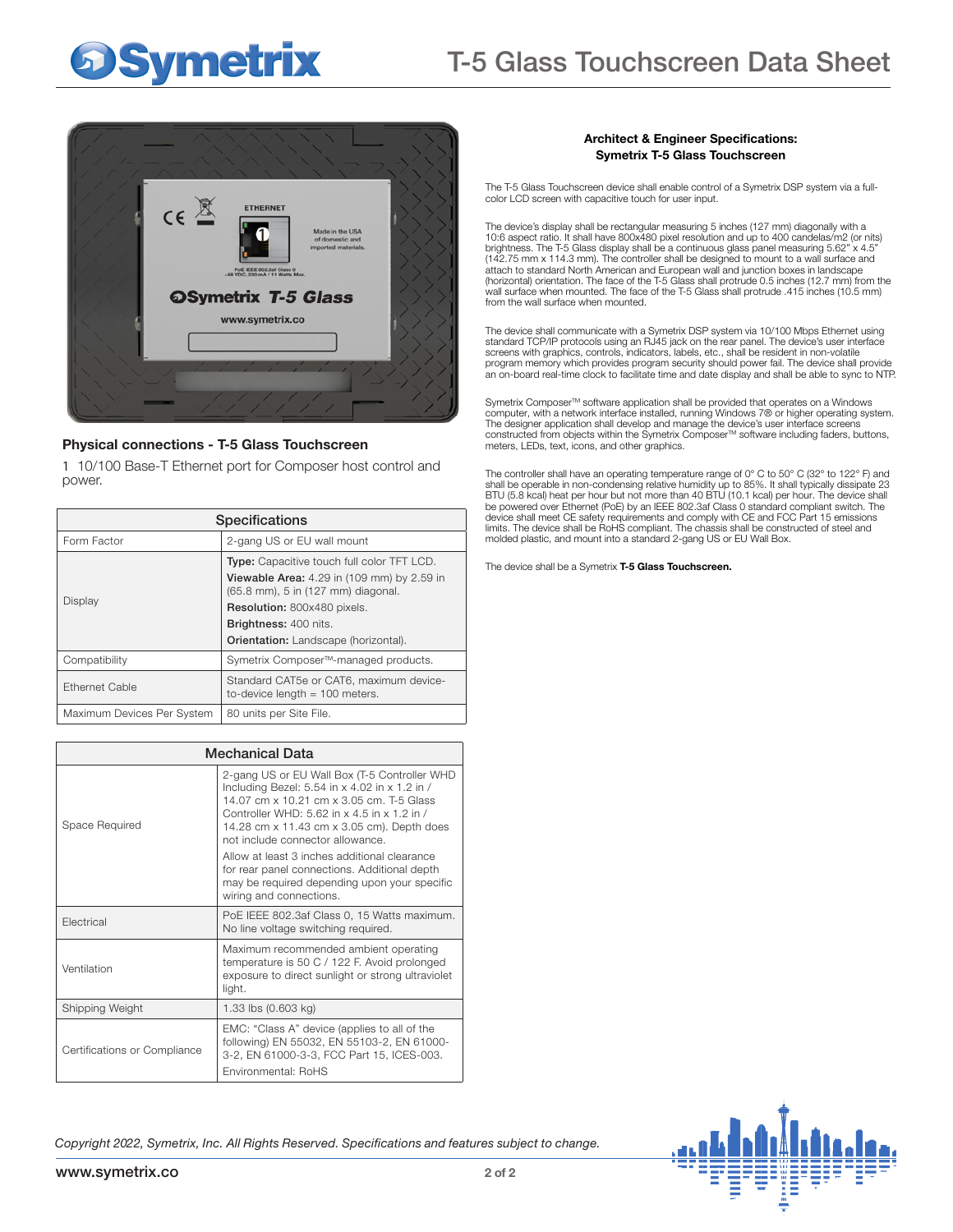# T-5 Glass Touchscreen Data Sheet

### Physical connections - T-5 Glass Touchscreen

1 10/100 Base-T Ethernet port for Composer host control and power.

| Specifications | |
|---|---|
| Form Factor | 2-gang US or EU wall mount |
| Display | **Type:** Capacitive touch full color TFT LCD. **Viewable Area:** 4.29 in (109 mm) by 2.59 in (65.8 mm), 5 in (127 mm) diagonal. **Resolution:** 800x480 pixels. **Brightness:** 400 nits. **Orientation:** Landscape (horizontal). |
| Compatibility | Symetrix Composer™-managed products. |
| Ethernet Cable | Standard CAT5e or CAT6, maximum device-to-device length = 100 meters. |
| Maximum Devices Per System | 80 units per Site File. |

| Mechanical Data | |
|---|---|
| Space Required | 2-gang US or EU Wall Box (T-5 Controller WHD Including Bezel: 5.54 in x 4.02 in x 1.2 in / 14.07 cm x 10.21 cm x 3.05 cm. T-5 Glass Controller WHD: 5.62 in x 4.5 in x 1.2 in / 14.28 cm x 11.43 cm x 3.05 cm). Depth does not include connector allowance. Allow at least 3 inches additional clearance for rear panel connections. Additional depth may be required depending upon your specific wiring and connections. |
| Electrical | PoE IEEE 802.3af Class 0, 15 Watts maximum. No line voltage switching required. |
| Ventilation | Maximum recommended ambient operating temperature is 50 C / 122 F. Avoid prolonged exposure to direct sunlight or strong ultraviolet light. |
| Shipping Weight | 1.33 lbs (0.603 kg) |
| Certifications or Compliance | EMC: "Class A" device (applies to all of the following) EN 55032, EN 55103-2, EN 61000-3-2, EN 61000-3-3, FCC Part 15, ICES-003. Environmental: RoHS |

### Architect & Engineer Specifications: Symetrix T-5 Glass Touchscreen

The T-5 Glass Touchscreen device shall enable control of a Symetrix DSP system via a full-color LCD screen with capacitive touch for user input.

The device's display shall be rectangular measuring 5 inches (127 mm) diagonally with a 10:6 aspect ratio. It shall have 800x480 pixel resolution and up to 400 candelas/m2 (or nits) brightness. The T-5 Glass display shall be a continuous glass panel measuring 5.62" x 4.5" (142.75 mm x 114.3 mm). The controller shall be designed to mount to a wall surface and attach to standard North American and European wall and junction boxes in landscape (horizontal) orientation. The face of the T-5 Glass shall protrude 0.5 inches (12.7 mm) from the wall surface when mounted. The face of the T-5 Glass shall protrude .415 inches (10.5 mm) from the wall surface when mounted.

The device shall communicate with a Symetrix DSP system via 10/100 Mbps Ethernet using standard TCP/IP protocols using an RJ45 jack on the rear panel. The device's user interface screens with graphics, controls, indicators, labels, etc., shall be resident in non-volatile program memory which provides program security should power fail. The device shall provide an on-board real-time clock to facilitate time and date display and shall be able to sync to NTP.

Symetrix Composer™ software application shall be provided that operates on a Windows computer, with a network interface installed, running Windows 7® or higher operating system. The designer application shall develop and manage the device's user interface screens constructed from objects within the Symetrix Composer™ software including faders, buttons, meters, LEDs, text, icons, and other graphics.

The controller shall have an operating temperature range of 0° C to 50° C (32° to 122° F) and shall be operable in non-condensing relative humidity up to 85%. It shall typically dissipate 23 BTU (5.8 kcal) heat per hour but not more than 40 BTU (10.1 kcal) per hour. The device shall be powered over Ethernet (PoE) by an IEEE 802.3af Class 0 standard compliant switch. The device shall meet CE safety requirements and comply with CE and FCC Part 15 emissions limits. The device shall be RoHS compliant. The chassis shall be constructed of steel and molded plastic, and mount into a standard 2-gang US or EU Wall Box.

The device shall be a Symetrix **T-5 Glass Touchscreen.**

*Copyright 2022, Symetrix, Inc. All Rights Reserved. Specifications and features subject to change.*

www.symetrix.co